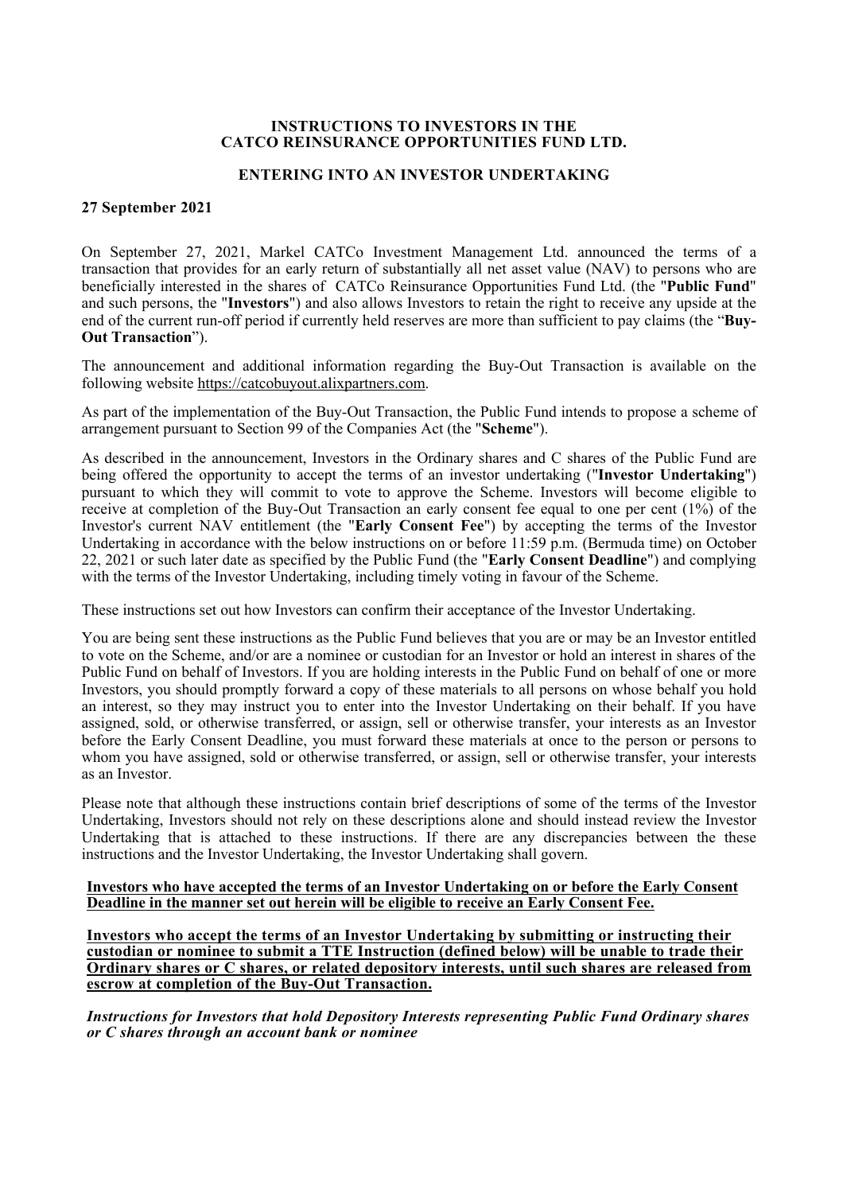**INSTRUCTIONS TO INVESTORS IN THE CATCO REINSURANCE OPPORTUNITIES FUND LTD.**

**ENTERING INTO AN INVESTOR UNDERTAKING**

**27 September 2021**

On September 27, 2021, Markel CATCo Investment Management Ltd. announced the terms of a transaction that provides for an early return of substantially all net asset value (NAV) to persons who are beneficially interested in the shares of CATCo Reinsurance Opportunities Fund Ltd. (the "**Public Fund**" and such persons, the "**Investors**") and also allows Investors to retain the right to receive any upside at the end of the current run-off period if currently held reserves are more than sufficient to pay claims (the "**Buy-Out Transaction**").

The announcement and additional information regarding the Buy-Out Transaction is available on the following website https://catcobuyout.alixpartners.com.

As part of the implementation of the Buy-Out Transaction, the Public Fund intends to propose a scheme of arrangement pursuant to Section 99 of the Companies Act (the "**Scheme**").

As described in the announcement, Investors in the Ordinary shares and C shares of the Public Fund are being offered the opportunity to accept the terms of an investor undertaking ("**Investor Undertaking**") pursuant to which they will commit to vote to approve the Scheme. Investors will become eligible to receive at completion of the Buy-Out Transaction an early consent fee equal to one per cent (1%) of the Investor's current NAV entitlement (the "**Early Consent Fee**") by accepting the terms of the Investor Undertaking in accordance with the below instructions on or before 11:59 p.m. (Bermuda time) on October 22, 2021 or such later date as specified by the Public Fund (the "**Early Consent Deadline**") and complying with the terms of the Investor Undertaking, including timely voting in favour of the Scheme.

These instructions set out how Investors can confirm their acceptance of the Investor Undertaking.

You are being sent these instructions as the Public Fund believes that you are or may be an Investor entitled to vote on the Scheme, and/or are a nominee or custodian for an Investor or hold an interest in shares of the Public Fund on behalf of Investors. If you are holding interests in the Public Fund on behalf of one or more Investors, you should promptly forward a copy of these materials to all persons on whose behalf you hold an interest, so they may instruct you to enter into the Investor Undertaking on their behalf. If you have assigned, sold, or otherwise transferred, or assign, sell or otherwise transfer, your interests as an Investor before the Early Consent Deadline, you must forward these materials at once to the person or persons to whom you have assigned, sold or otherwise transferred, or assign, sell or otherwise transfer, your interests as an Investor.

Please note that although these instructions contain brief descriptions of some of the terms of the Investor Undertaking, Investors should not rely on these descriptions alone and should instead review the Investor Undertaking that is attached to these instructions. If there are any discrepancies between the these instructions and the Investor Undertaking, the Investor Undertaking shall govern.

**<u>Investors who have accepted the terms of an Investor Undertaking on or before the Early Consent Deadline in the manner set out herein will be eligible to receive an Early Consent Fee.</u>**

**<u>Investors who accept the terms of an Investor Undertaking by submitting or instructing their custodian or nominee to submit a TTE Instruction (defined below) will be unable to trade their Ordinary shares or C shares, or related depository interests, until such shares are released from escrow at completion of the Buy-Out Transaction.</u>**

***Instructions for Investors that hold Depository Interests representing Public Fund Ordinary shares or C shares through an account bank or nominee***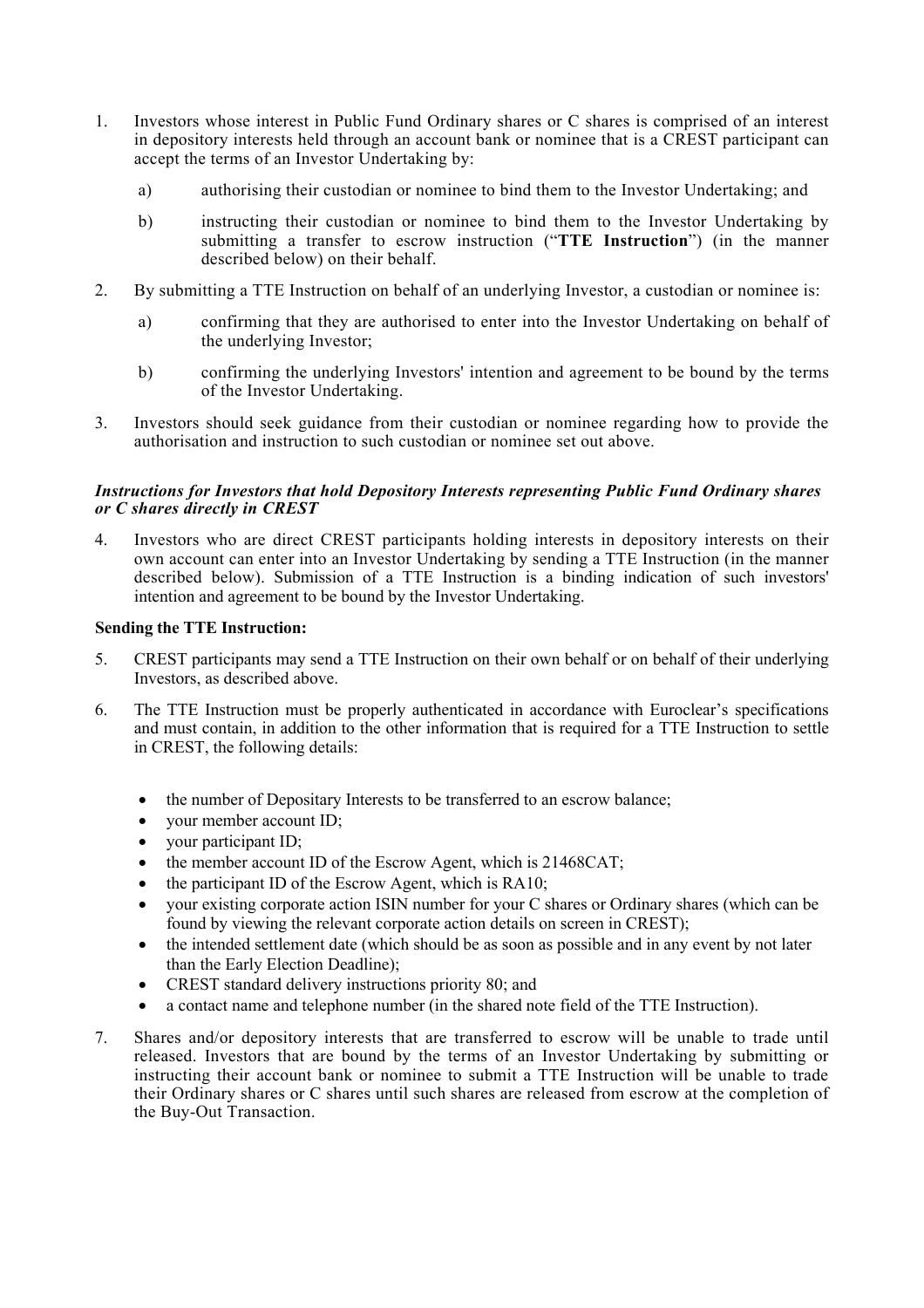1. Investors whose interest in Public Fund Ordinary shares or C shares is comprised of an interest in depository interests held through an account bank or nominee that is a CREST participant can accept the terms of an Investor Undertaking by:

   a) authorising their custodian or nominee to bind them to the Investor Undertaking; and

   b) instructing their custodian or nominee to bind them to the Investor Undertaking by submitting a transfer to escrow instruction ("**TTE Instruction**") (in the manner described below) on their behalf.

2. By submitting a TTE Instruction on behalf of an underlying Investor, a custodian or nominee is:

   a) confirming that they are authorised to enter into the Investor Undertaking on behalf of the underlying Investor;

   b) confirming the underlying Investors' intention and agreement to be bound by the terms of the Investor Undertaking.

3. Investors should seek guidance from their custodian or nominee regarding how to provide the authorisation and instruction to such custodian or nominee set out above.

***Instructions for Investors that hold Depository Interests representing Public Fund Ordinary shares or C shares directly in CREST***

4. Investors who are direct CREST participants holding interests in depository interests on their own account can enter into an Investor Undertaking by sending a TTE Instruction (in the manner described below). Submission of a TTE Instruction is a binding indication of such investors' intention and agreement to be bound by the Investor Undertaking.

**Sending the TTE Instruction:**

5. CREST participants may send a TTE Instruction on their own behalf or on behalf of their underlying Investors, as described above.

6. The TTE Instruction must be properly authenticated in accordance with Euroclear's specifications and must contain, in addition to the other information that is required for a TTE Instruction to settle in CREST, the following details:

   - the number of Depositary Interests to be transferred to an escrow balance;
   - your member account ID;
   - your participant ID;
   - the member account ID of the Escrow Agent, which is 21468CAT;
   - the participant ID of the Escrow Agent, which is RA10;
   - your existing corporate action ISIN number for your C shares or Ordinary shares (which can be found by viewing the relevant corporate action details on screen in CREST);
   - the intended settlement date (which should be as soon as possible and in any event by not later than the Early Election Deadline);
   - CREST standard delivery instructions priority 80; and
   - a contact name and telephone number (in the shared note field of the TTE Instruction).

7. Shares and/or depository interests that are transferred to escrow will be unable to trade until released. Investors that are bound by the terms of an Investor Undertaking by submitting or instructing their account bank or nominee to submit a TTE Instruction will be unable to trade their Ordinary shares or C shares until such shares are released from escrow at the completion of the Buy-Out Transaction.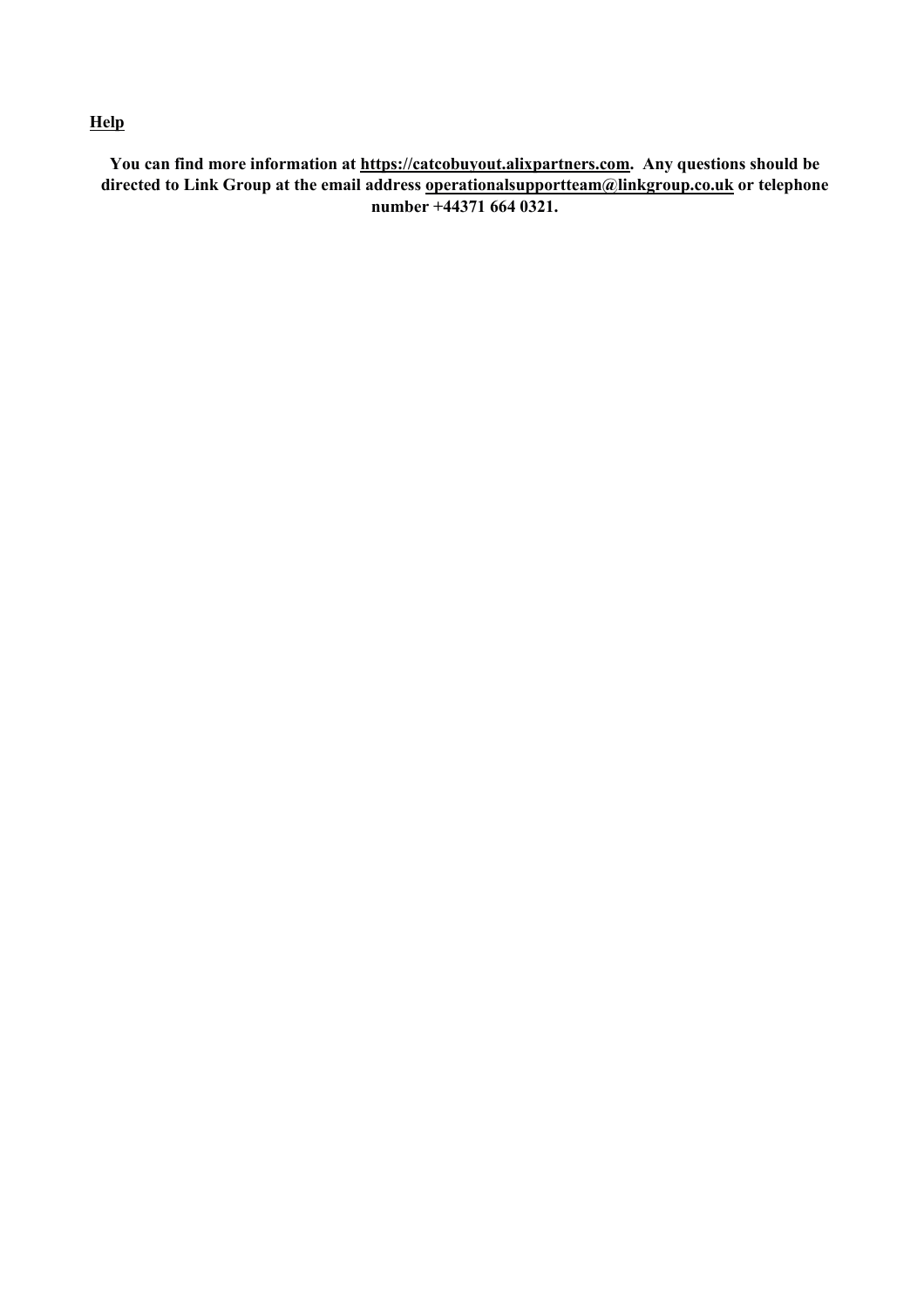**<u>Help</u>**

**You can find more information at <u>https://catcobuyout.alixpartners.com</u>. Any questions should be directed to Link Group at the email address <u>operationalsupportteam@linkgroup.co.uk</u> or telephone number +44371 664 0321.**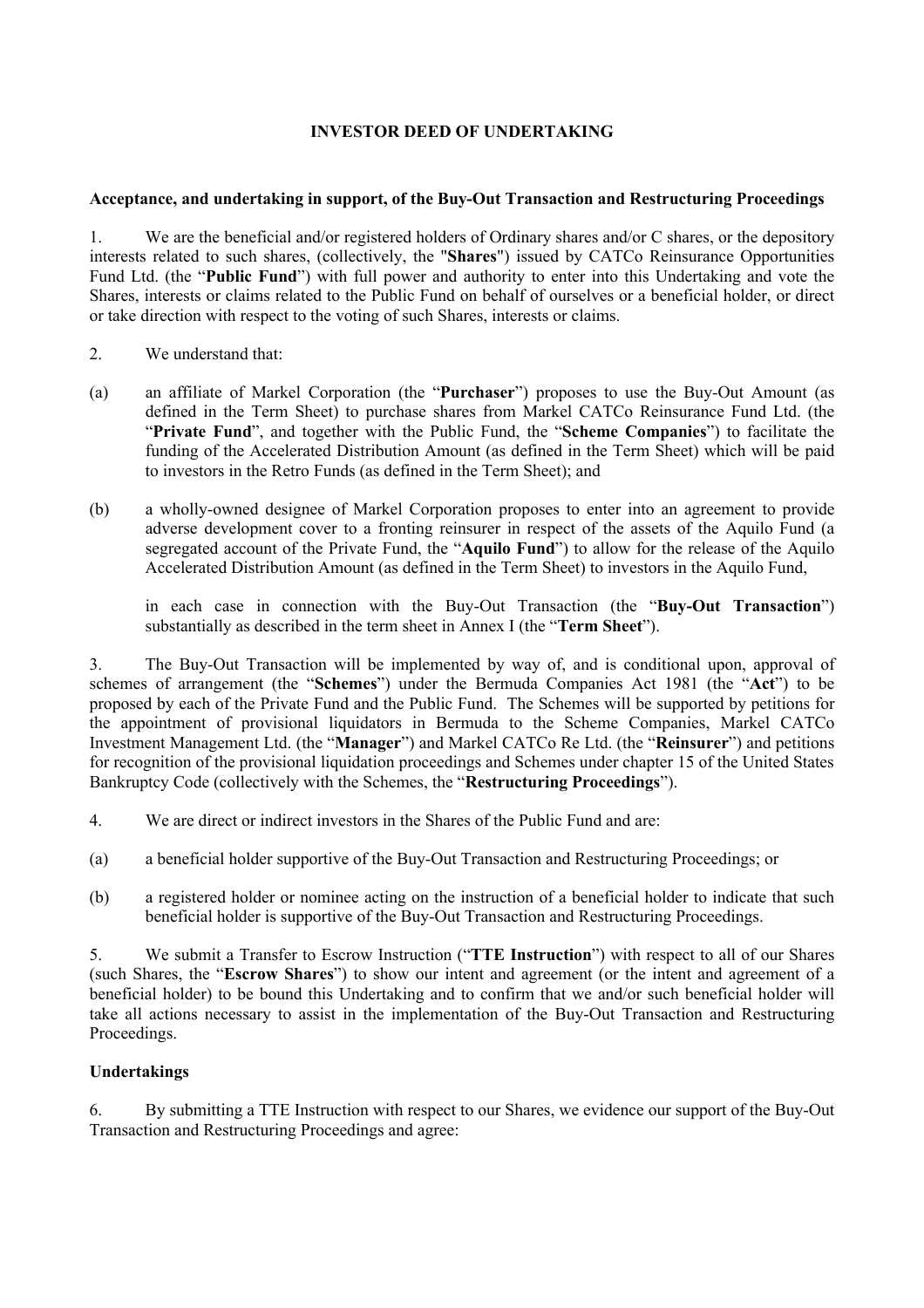# INVESTOR DEED OF UNDERTAKING

**Acceptance, and undertaking in support, of the Buy-Out Transaction and Restructuring Proceedings**

1. We are the beneficial and/or registered holders of Ordinary shares and/or C shares, or the depository interests related to such shares, (collectively, the "**Shares**") issued by CATCo Reinsurance Opportunities Fund Ltd. (the "**Public Fund**") with full power and authority to enter into this Undertaking and vote the Shares, interests or claims related to the Public Fund on behalf of ourselves or a beneficial holder, or direct or take direction with respect to the voting of such Shares, interests or claims.

2. We understand that:

(a) an affiliate of Markel Corporation (the "**Purchaser**") proposes to use the Buy-Out Amount (as defined in the Term Sheet) to purchase shares from Markel CATCo Reinsurance Fund Ltd. (the "**Private Fund**", and together with the Public Fund, the "**Scheme Companies**") to facilitate the funding of the Accelerated Distribution Amount (as defined in the Term Sheet) which will be paid to investors in the Retro Funds (as defined in the Term Sheet); and

(b) a wholly-owned designee of Markel Corporation proposes to enter into an agreement to provide adverse development cover to a fronting reinsurer in respect of the assets of the Aquilo Fund (a segregated account of the Private Fund, the "**Aquilo Fund**") to allow for the release of the Aquilo Accelerated Distribution Amount (as defined in the Term Sheet) to investors in the Aquilo Fund,

in each case in connection with the Buy-Out Transaction (the "**Buy-Out Transaction**") substantially as described in the term sheet in Annex I (the "**Term Sheet**").

3. The Buy-Out Transaction will be implemented by way of, and is conditional upon, approval of schemes of arrangement (the "**Schemes**") under the Bermuda Companies Act 1981 (the "**Act**") to be proposed by each of the Private Fund and the Public Fund. The Schemes will be supported by petitions for the appointment of provisional liquidators in Bermuda to the Scheme Companies, Markel CATCo Investment Management Ltd. (the "**Manager**") and Markel CATCo Re Ltd. (the "**Reinsurer**") and petitions for recognition of the provisional liquidation proceedings and Schemes under chapter 15 of the United States Bankruptcy Code (collectively with the Schemes, the "**Restructuring Proceedings**").

4. We are direct or indirect investors in the Shares of the Public Fund and are:

(a) a beneficial holder supportive of the Buy-Out Transaction and Restructuring Proceedings; or

(b) a registered holder or nominee acting on the instruction of a beneficial holder to indicate that such beneficial holder is supportive of the Buy-Out Transaction and Restructuring Proceedings.

5. We submit a Transfer to Escrow Instruction ("**TTE Instruction**") with respect to all of our Shares (such Shares, the "**Escrow Shares**") to show our intent and agreement (or the intent and agreement of a beneficial holder) to be bound this Undertaking and to confirm that we and/or such beneficial holder will take all actions necessary to assist in the implementation of the Buy-Out Transaction and Restructuring Proceedings.

**Undertakings**

6. By submitting a TTE Instruction with respect to our Shares, we evidence our support of the Buy-Out Transaction and Restructuring Proceedings and agree: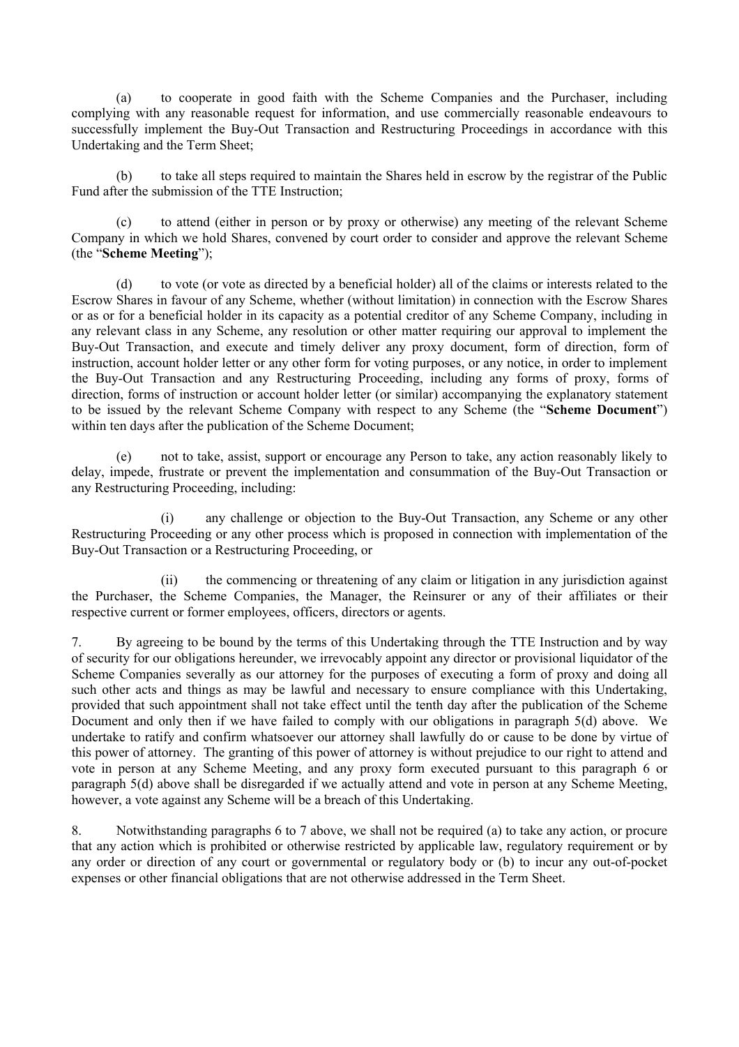(a) to cooperate in good faith with the Scheme Companies and the Purchaser, including complying with any reasonable request for information, and use commercially reasonable endeavours to successfully implement the Buy-Out Transaction and Restructuring Proceedings in accordance with this Undertaking and the Term Sheet;

(b) to take all steps required to maintain the Shares held in escrow by the registrar of the Public Fund after the submission of the TTE Instruction;

(c) to attend (either in person or by proxy or otherwise) any meeting of the relevant Scheme Company in which we hold Shares, convened by court order to consider and approve the relevant Scheme (the "**Scheme Meeting**");

(d) to vote (or vote as directed by a beneficial holder) all of the claims or interests related to the Escrow Shares in favour of any Scheme, whether (without limitation) in connection with the Escrow Shares or as or for a beneficial holder in its capacity as a potential creditor of any Scheme Company, including in any relevant class in any Scheme, any resolution or other matter requiring our approval to implement the Buy-Out Transaction, and execute and timely deliver any proxy document, form of direction, form of instruction, account holder letter or any other form for voting purposes, or any notice, in order to implement the Buy-Out Transaction and any Restructuring Proceeding, including any forms of proxy, forms of direction, forms of instruction or account holder letter (or similar) accompanying the explanatory statement to be issued by the relevant Scheme Company with respect to any Scheme (the "**Scheme Document**") within ten days after the publication of the Scheme Document;

(e) not to take, assist, support or encourage any Person to take, any action reasonably likely to delay, impede, frustrate or prevent the implementation and consummation of the Buy-Out Transaction or any Restructuring Proceeding, including:

(i) any challenge or objection to the Buy-Out Transaction, any Scheme or any other Restructuring Proceeding or any other process which is proposed in connection with implementation of the Buy-Out Transaction or a Restructuring Proceeding, or

(ii) the commencing or threatening of any claim or litigation in any jurisdiction against the Purchaser, the Scheme Companies, the Manager, the Reinsurer or any of their affiliates or their respective current or former employees, officers, directors or agents.

7. By agreeing to be bound by the terms of this Undertaking through the TTE Instruction and by way of security for our obligations hereunder, we irrevocably appoint any director or provisional liquidator of the Scheme Companies severally as our attorney for the purposes of executing a form of proxy and doing all such other acts and things as may be lawful and necessary to ensure compliance with this Undertaking, provided that such appointment shall not take effect until the tenth day after the publication of the Scheme Document and only then if we have failed to comply with our obligations in paragraph 5(d) above. We undertake to ratify and confirm whatsoever our attorney shall lawfully do or cause to be done by virtue of this power of attorney. The granting of this power of attorney is without prejudice to our right to attend and vote in person at any Scheme Meeting, and any proxy form executed pursuant to this paragraph 6 or paragraph 5(d) above shall be disregarded if we actually attend and vote in person at any Scheme Meeting, however, a vote against any Scheme will be a breach of this Undertaking.

8. Notwithstanding paragraphs 6 to 7 above, we shall not be required (a) to take any action, or procure that any action which is prohibited or otherwise restricted by applicable law, regulatory requirement or by any order or direction of any court or governmental or regulatory body or (b) to incur any out-of-pocket expenses or other financial obligations that are not otherwise addressed in the Term Sheet.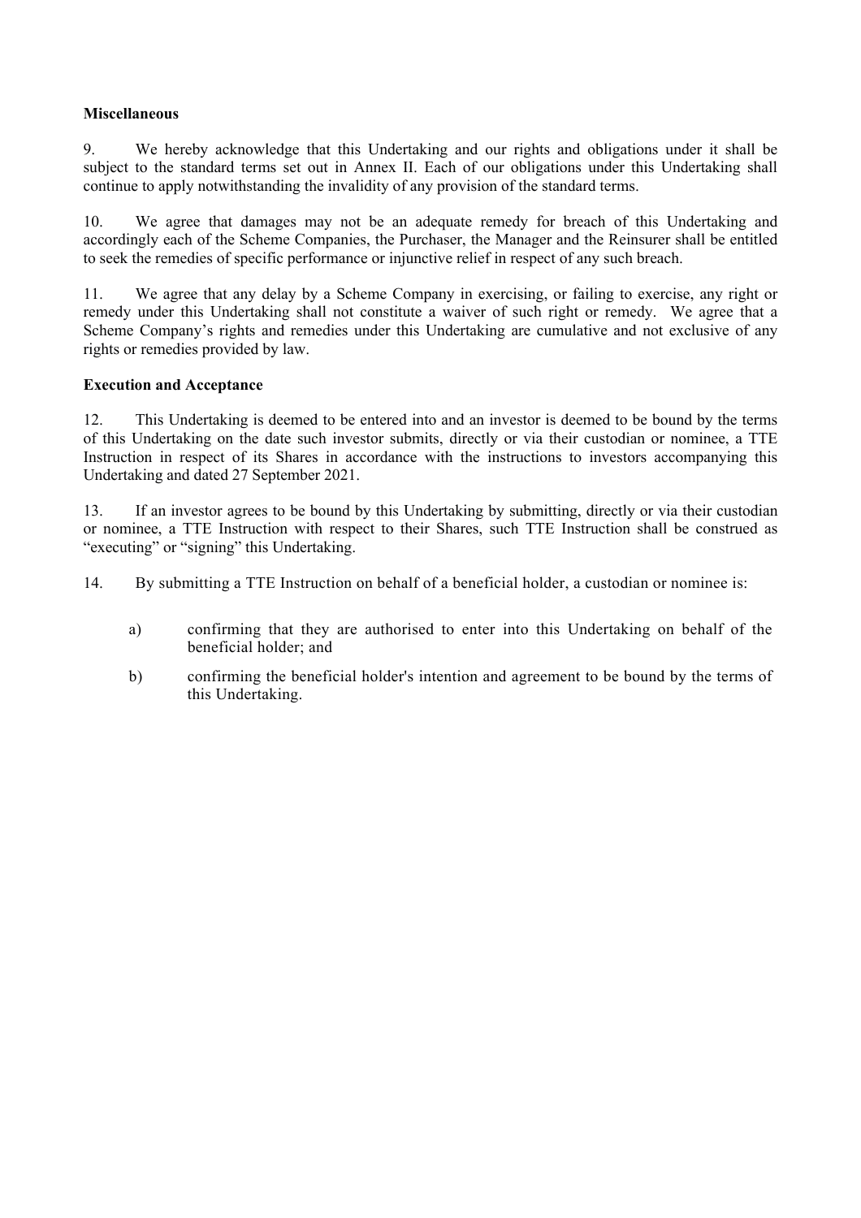**Miscellaneous**

9. We hereby acknowledge that this Undertaking and our rights and obligations under it shall be subject to the standard terms set out in Annex II. Each of our obligations under this Undertaking shall continue to apply notwithstanding the invalidity of any provision of the standard terms.

10. We agree that damages may not be an adequate remedy for breach of this Undertaking and accordingly each of the Scheme Companies, the Purchaser, the Manager and the Reinsurer shall be entitled to seek the remedies of specific performance or injunctive relief in respect of any such breach.

11. We agree that any delay by a Scheme Company in exercising, or failing to exercise, any right or remedy under this Undertaking shall not constitute a waiver of such right or remedy. We agree that a Scheme Company's rights and remedies under this Undertaking are cumulative and not exclusive of any rights or remedies provided by law.

**Execution and Acceptance**

12. This Undertaking is deemed to be entered into and an investor is deemed to be bound by the terms of this Undertaking on the date such investor submits, directly or via their custodian or nominee, a TTE Instruction in respect of its Shares in accordance with the instructions to investors accompanying this Undertaking and dated 27 September 2021.

13. If an investor agrees to be bound by this Undertaking by submitting, directly or via their custodian or nominee, a TTE Instruction with respect to their Shares, such TTE Instruction shall be construed as "executing" or "signing" this Undertaking.

14. By submitting a TTE Instruction on behalf of a beneficial holder, a custodian or nominee is:

a) confirming that they are authorised to enter into this Undertaking on behalf of the beneficial holder; and

b) confirming the beneficial holder's intention and agreement to be bound by the terms of this Undertaking.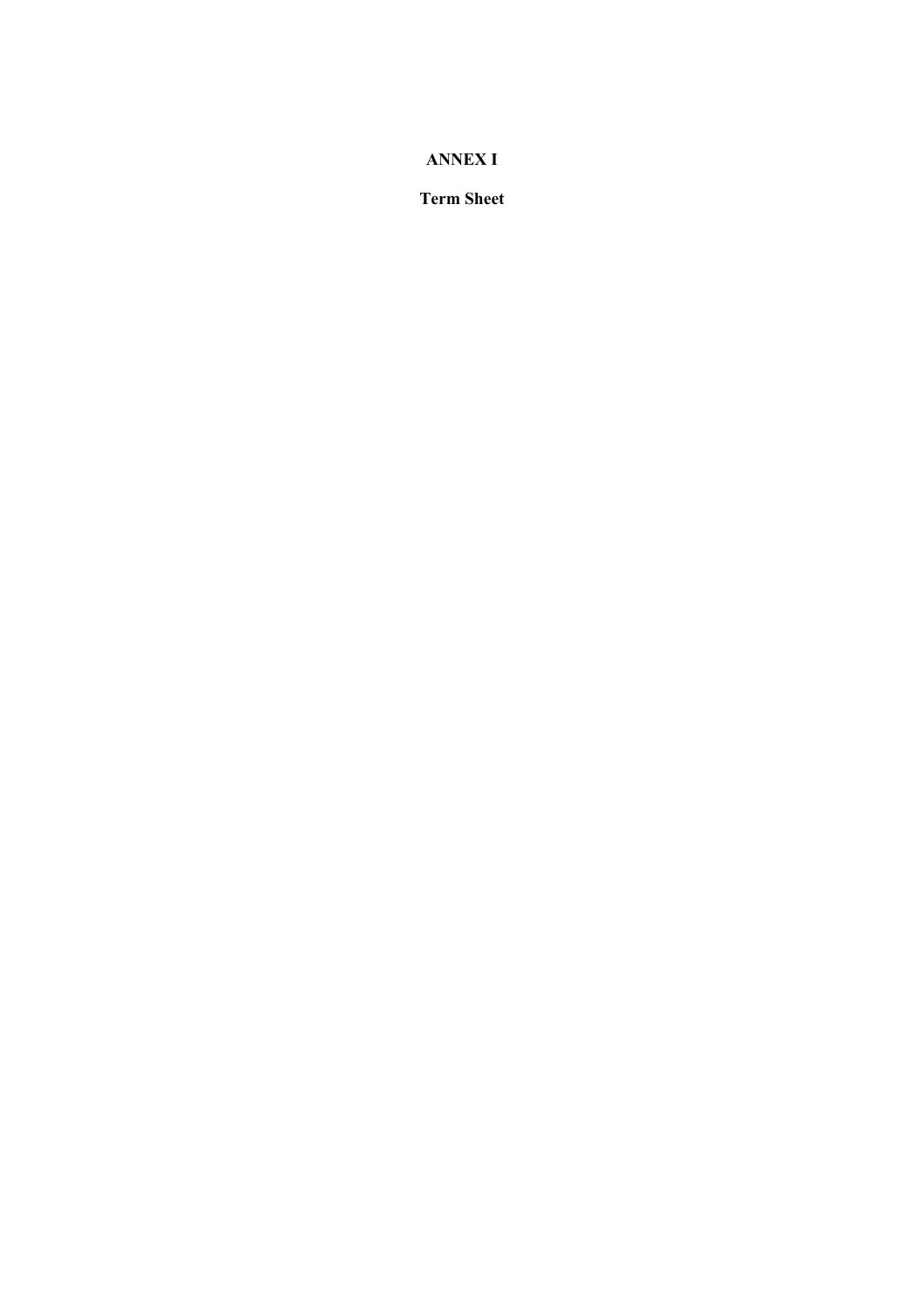# ANNEX I

## Term Sheet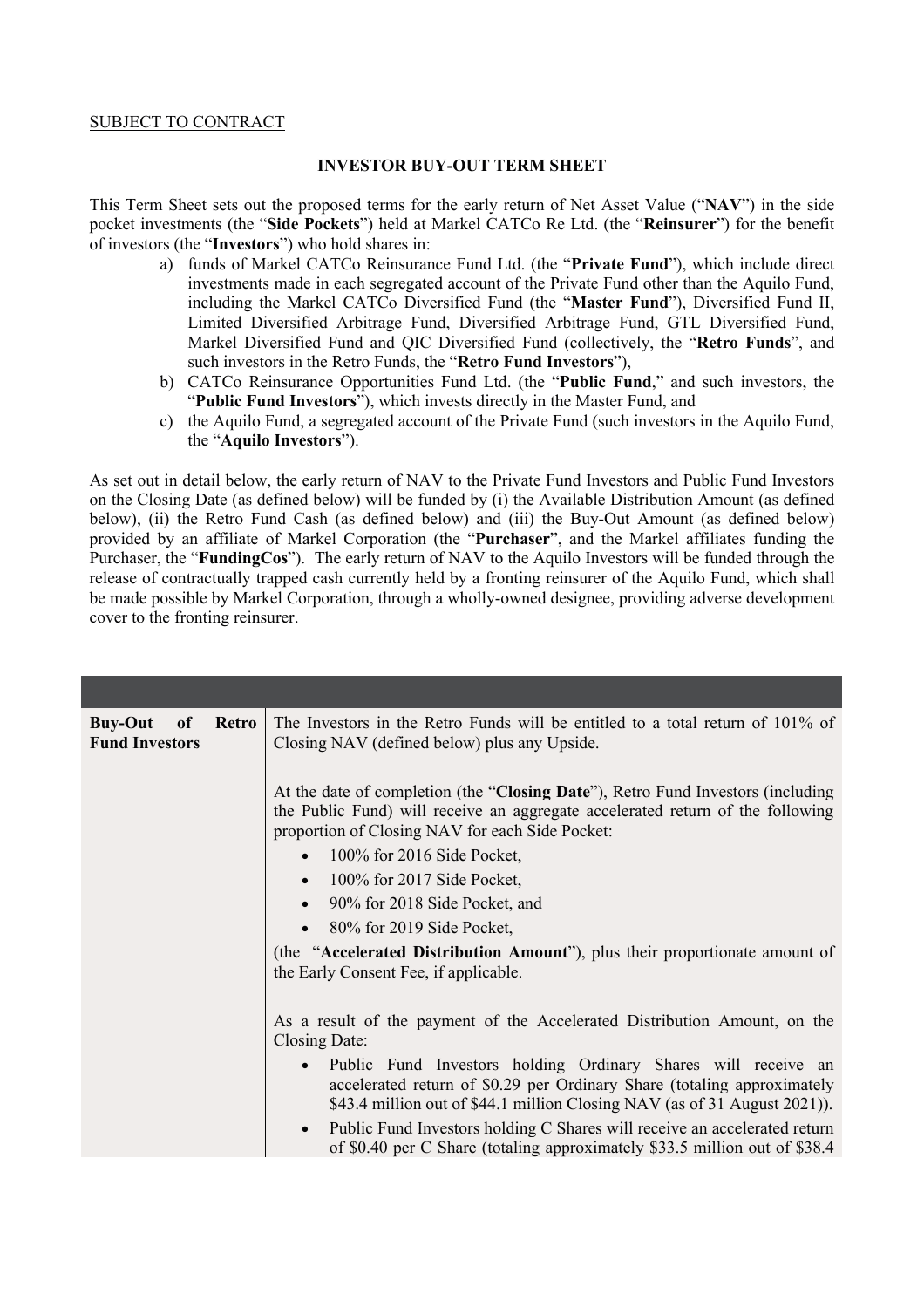SUBJECT TO CONTRACT

**INVESTOR BUY-OUT TERM SHEET**

This Term Sheet sets out the proposed terms for the early return of Net Asset Value ("**NAV**") in the side pocket investments (the "**Side Pockets**") held at Markel CATCo Re Ltd. (the "**Reinsurer**") for the benefit of investors (the "**Investors**") who hold shares in:

a) funds of Markel CATCo Reinsurance Fund Ltd. (the "**Private Fund**"), which include direct investments made in each segregated account of the Private Fund other than the Aquilo Fund, including the Markel CATCo Diversified Fund (the "**Master Fund**"), Diversified Fund II, Limited Diversified Arbitrage Fund, Diversified Arbitrage Fund, GTL Diversified Fund, Markel Diversified Fund and QIC Diversified Fund (collectively, the "**Retro Funds**", and such investors in the Retro Funds, the "**Retro Fund Investors**"),
b) CATCo Reinsurance Opportunities Fund Ltd. (the "**Public Fund**," and such investors, the "**Public Fund Investors**"), which invests directly in the Master Fund, and
c) the Aquilo Fund, a segregated account of the Private Fund (such investors in the Aquilo Fund, the "**Aquilo Investors**").

As set out in detail below, the early return of NAV to the Private Fund Investors and Public Fund Investors on the Closing Date (as defined below) will be funded by (i) the Available Distribution Amount (as defined below), (ii) the Retro Fund Cash (as defined below) and (iii) the Buy-Out Amount (as defined below) provided by an affiliate of Markel Corporation (the "**Purchaser**", and the Markel affiliates funding the Purchaser, the "**FundingCos**"). The early return of NAV to the Aquilo Investors will be funded through the release of contractually trapped cash currently held by a fronting reinsurer of the Aquilo Fund, which shall be made possible by Markel Corporation, through a wholly-owned designee, providing adverse development cover to the fronting reinsurer.

| | |
|---|---|
| **Buy-Out of Retro Fund Investors** | The Investors in the Retro Funds will be entitled to a total return of 101% of Closing NAV (defined below) plus any Upside.<br><br>At the date of completion (the "**Closing Date**"), Retro Fund Investors (including the Public Fund) will receive an aggregate accelerated return of the following proportion of Closing NAV for each Side Pocket:<br>• 100% for 2016 Side Pocket,<br>• 100% for 2017 Side Pocket,<br>• 90% for 2018 Side Pocket, and<br>• 80% for 2019 Side Pocket,<br>(the "**Accelerated Distribution Amount**"), plus their proportionate amount of the Early Consent Fee, if applicable.<br><br>As a result of the payment of the Accelerated Distribution Amount, on the Closing Date:<br>• Public Fund Investors holding Ordinary Shares will receive an accelerated return of \$0.29 per Ordinary Share (totaling approximately \$43.4 million out of \$44.1 million Closing NAV (as of 31 August 2021)).<br>• Public Fund Investors holding C Shares will receive an accelerated return of \$0.40 per C Share (totaling approximately \$33.5 million out of \$38.4 |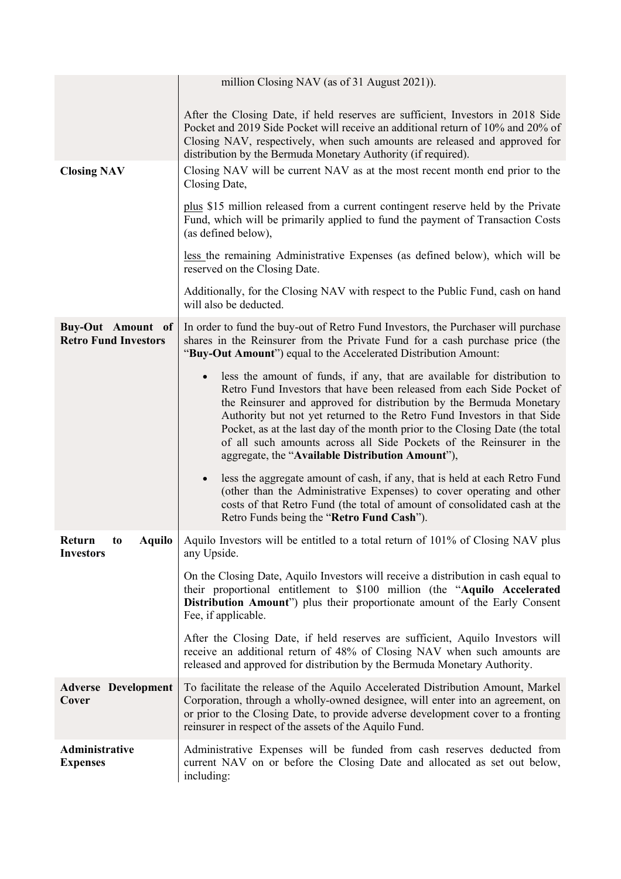| | |
|---|---|
| | million Closing NAV (as of 31 August 2021)).<br><br>After the Closing Date, if held reserves are sufficient, Investors in 2018 Side Pocket and 2019 Side Pocket will receive an additional return of 10% and 20% of Closing NAV, respectively, when such amounts are released and approved for distribution by the Bermuda Monetary Authority (if required). |
| **Closing NAV** | Closing NAV will be current NAV as at the most recent month end prior to the Closing Date,<br><br>plus $15 million released from a current contingent reserve held by the Private Fund, which will be primarily applied to fund the payment of Transaction Costs (as defined below),<br><br>less the remaining Administrative Expenses (as defined below), which will be reserved on the Closing Date.<br><br>Additionally, for the Closing NAV with respect to the Public Fund, cash on hand will also be deducted. |
| **Buy-Out Amount of Retro Fund Investors** | In order to fund the buy-out of Retro Fund Investors, the Purchaser will purchase shares in the Reinsurer from the Private Fund for a cash purchase price (the "**Buy-Out Amount**") equal to the Accelerated Distribution Amount:<br><br>• less the amount of funds, if any, that are available for distribution to Retro Fund Investors that have been released from each Side Pocket of the Reinsurer and approved for distribution by the Bermuda Monetary Authority but not yet returned to the Retro Fund Investors in that Side Pocket, as at the last day of the month prior to the Closing Date (the total of all such amounts across all Side Pockets of the Reinsurer in the aggregate, the "**Available Distribution Amount**"),<br><br>• less the aggregate amount of cash, if any, that is held at each Retro Fund (other than the Administrative Expenses) to cover operating and other costs of that Retro Fund (the total of amount of consolidated cash at the Retro Funds being the "**Retro Fund Cash**"). |
| **Return to Aquilo Investors** | Aquilo Investors will be entitled to a total return of 101% of Closing NAV plus any Upside.<br><br>On the Closing Date, Aquilo Investors will receive a distribution in cash equal to their proportional entitlement to $100 million (the "**Aquilo Accelerated Distribution Amount**") plus their proportionate amount of the Early Consent Fee, if applicable.<br><br>After the Closing Date, if held reserves are sufficient, Aquilo Investors will receive an additional return of 48% of Closing NAV when such amounts are released and approved for distribution by the Bermuda Monetary Authority. |
| **Adverse Development Cover** | To facilitate the release of the Aquilo Accelerated Distribution Amount, Markel Corporation, through a wholly-owned designee, will enter into an agreement, on or prior to the Closing Date, to provide adverse development cover to a fronting reinsurer in respect of the assets of the Aquilo Fund. |
| **Administrative Expenses** | Administrative Expenses will be funded from cash reserves deducted from current NAV on or before the Closing Date and allocated as set out below, including: |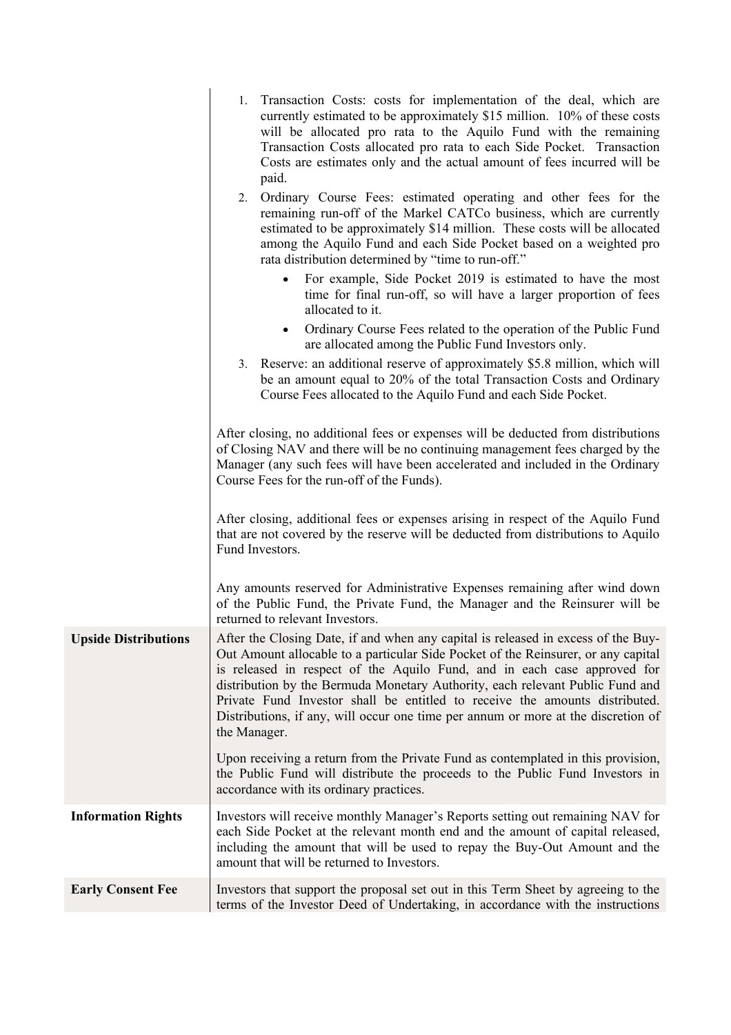| | |
|---|---|
| | 1. Transaction Costs: costs for implementation of the deal, which are currently estimated to be approximately \$15 million. 10% of these costs will be allocated pro rata to the Aquilo Fund with the remaining Transaction Costs allocated pro rata to each Side Pocket. Transaction Costs are estimates only and the actual amount of fees incurred will be paid.<br>2. Ordinary Course Fees: estimated operating and other fees for the remaining run-off of the Markel CATCo business, which are currently estimated to be approximately \$14 million. These costs will be allocated among the Aquilo Fund and each Side Pocket based on a weighted pro rata distribution determined by "time to run-off."<br>&nbsp;&nbsp;&nbsp;&nbsp;• For example, Side Pocket 2019 is estimated to have the most time for final run-off, so will have a larger proportion of fees allocated to it.<br>&nbsp;&nbsp;&nbsp;&nbsp;• Ordinary Course Fees related to the operation of the Public Fund are allocated among the Public Fund Investors only.<br>3. Reserve: an additional reserve of approximately \$5.8 million, which will be an amount equal to 20% of the total Transaction Costs and Ordinary Course Fees allocated to the Aquilo Fund and each Side Pocket.<br><br>After closing, no additional fees or expenses will be deducted from distributions of Closing NAV and there will be no continuing management fees charged by the Manager (any such fees will have been accelerated and included in the Ordinary Course Fees for the run-off of the Funds).<br><br>After closing, additional fees or expenses arising in respect of the Aquilo Fund that are not covered by the reserve will be deducted from distributions to Aquilo Fund Investors.<br><br>Any amounts reserved for Administrative Expenses remaining after wind down of the Public Fund, the Private Fund, the Manager and the Reinsurer will be returned to relevant Investors. |
| **Upside Distributions** | After the Closing Date, if and when any capital is released in excess of the Buy-Out Amount allocable to a particular Side Pocket of the Reinsurer, or any capital is released in respect of the Aquilo Fund, and in each case approved for distribution by the Bermuda Monetary Authority, each relevant Public Fund and Private Fund Investor shall be entitled to receive the amounts distributed. Distributions, if any, will occur one time per annum or more at the discretion of the Manager.<br><br>Upon receiving a return from the Private Fund as contemplated in this provision, the Public Fund will distribute the proceeds to the Public Fund Investors in accordance with its ordinary practices. |
| **Information Rights** | Investors will receive monthly Manager's Reports setting out remaining NAV for each Side Pocket at the relevant month end and the amount of capital released, including the amount that will be used to repay the Buy-Out Amount and the amount that will be returned to Investors. |
| **Early Consent Fee** | Investors that support the proposal set out in this Term Sheet by agreeing to the terms of the Investor Deed of Undertaking, in accordance with the instructions |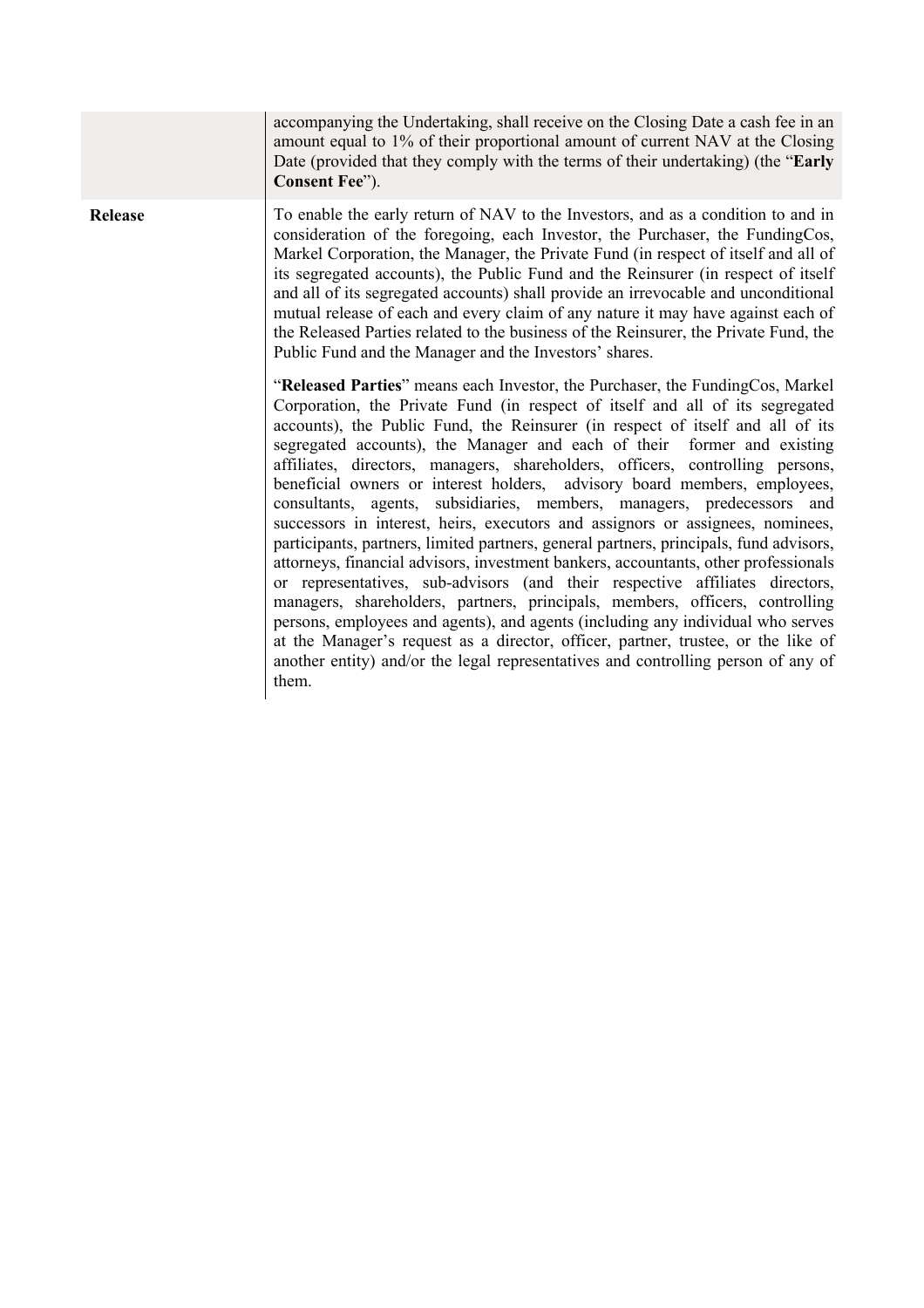| | |
|---|---|
| | accompanying the Undertaking, shall receive on the Closing Date a cash fee in an amount equal to 1% of their proportional amount of current NAV at the Closing Date (provided that they comply with the terms of their undertaking) (the "**Early Consent Fee**"). |
| **Release** | To enable the early return of NAV to the Investors, and as a condition to and in consideration of the foregoing, each Investor, the Purchaser, the FundingCos, Markel Corporation, the Manager, the Private Fund (in respect of itself and all of its segregated accounts), the Public Fund and the Reinsurer (in respect of itself and all of its segregated accounts) shall provide an irrevocable and unconditional mutual release of each and every claim of any nature it may have against each of the Released Parties related to the business of the Reinsurer, the Private Fund, the Public Fund and the Manager and the Investors' shares.<br><br>"**Released Parties**" means each Investor, the Purchaser, the FundingCos, Markel Corporation, the Private Fund (in respect of itself and all of its segregated accounts), the Public Fund, the Reinsurer (in respect of itself and all of its segregated accounts), the Manager and each of their former and existing affiliates, directors, managers, shareholders, officers, controlling persons, beneficial owners or interest holders, advisory board members, employees, consultants, agents, subsidiaries, members, managers, predecessors and successors in interest, heirs, executors and assignors or assignees, nominees, participants, partners, limited partners, general partners, principals, fund advisors, attorneys, financial advisors, investment bankers, accountants, other professionals or representatives, sub-advisors (and their respective affiliates directors, managers, shareholders, partners, principals, members, officers, controlling persons, employees and agents), and agents (including any individual who serves at the Manager's request as a director, officer, partner, trustee, or the like of another entity) and/or the legal representatives and controlling person of any of them. |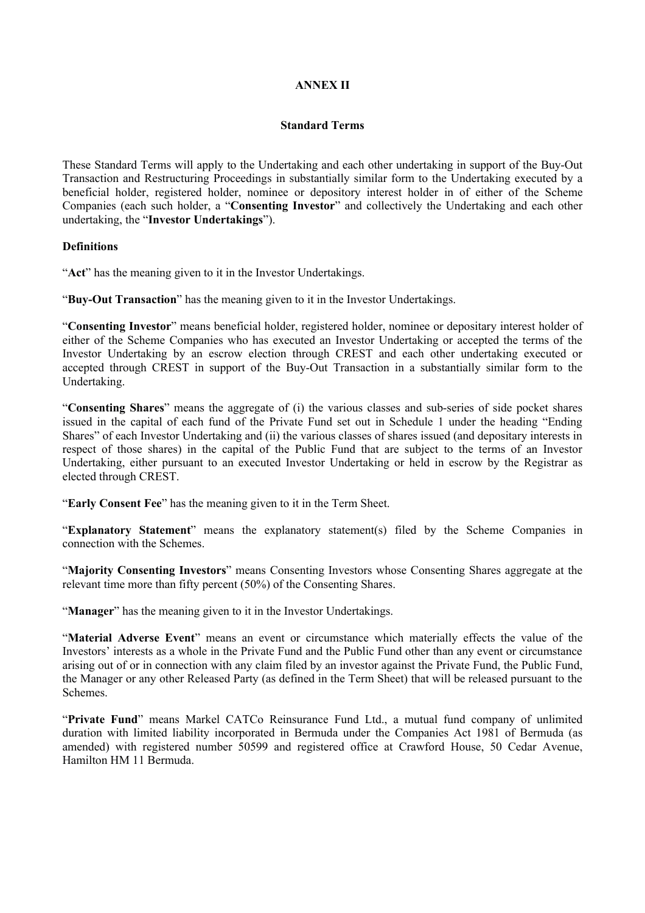## ANNEX II

### Standard Terms

These Standard Terms will apply to the Undertaking and each other undertaking in support of the Buy-Out Transaction and Restructuring Proceedings in substantially similar form to the Undertaking executed by a beneficial holder, registered holder, nominee or depository interest holder in of either of the Scheme Companies (each such holder, a "**Consenting Investor**" and collectively the Undertaking and each other undertaking, the "**Investor Undertakings**").

**Definitions**

"**Act**" has the meaning given to it in the Investor Undertakings.

"**Buy-Out Transaction**" has the meaning given to it in the Investor Undertakings.

"**Consenting Investor**" means beneficial holder, registered holder, nominee or depositary interest holder of either of the Scheme Companies who has executed an Investor Undertaking or accepted the terms of the Investor Undertaking by an escrow election through CREST and each other undertaking executed or accepted through CREST in support of the Buy-Out Transaction in a substantially similar form to the Undertaking.

"**Consenting Shares**" means the aggregate of (i) the various classes and sub-series of side pocket shares issued in the capital of each fund of the Private Fund set out in Schedule 1 under the heading "Ending Shares" of each Investor Undertaking and (ii) the various classes of shares issued (and depositary interests in respect of those shares) in the capital of the Public Fund that are subject to the terms of an Investor Undertaking, either pursuant to an executed Investor Undertaking or held in escrow by the Registrar as elected through CREST.

"**Early Consent Fee**" has the meaning given to it in the Term Sheet.

"**Explanatory Statement**" means the explanatory statement(s) filed by the Scheme Companies in connection with the Schemes.

"**Majority Consenting Investors**" means Consenting Investors whose Consenting Shares aggregate at the relevant time more than fifty percent (50%) of the Consenting Shares.

"**Manager**" has the meaning given to it in the Investor Undertakings.

"**Material Adverse Event**" means an event or circumstance which materially effects the value of the Investors' interests as a whole in the Private Fund and the Public Fund other than any event or circumstance arising out of or in connection with any claim filed by an investor against the Private Fund, the Public Fund, the Manager or any other Released Party (as defined in the Term Sheet) that will be released pursuant to the Schemes.

"**Private Fund**" means Markel CATCo Reinsurance Fund Ltd., a mutual fund company of unlimited duration with limited liability incorporated in Bermuda under the Companies Act 1981 of Bermuda (as amended) with registered number 50599 and registered office at Crawford House, 50 Cedar Avenue, Hamilton HM 11 Bermuda.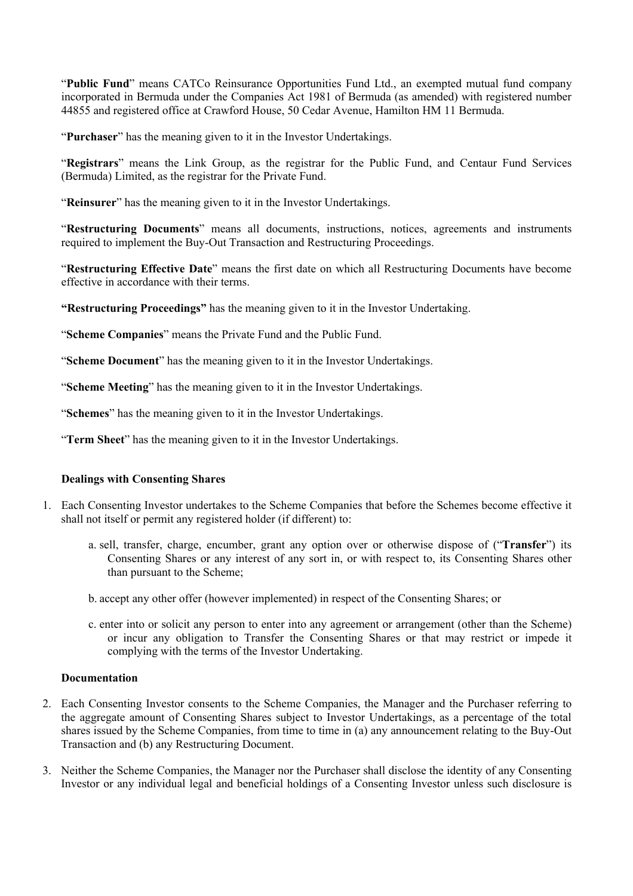"**Public Fund**" means CATCo Reinsurance Opportunities Fund Ltd., an exempted mutual fund company incorporated in Bermuda under the Companies Act 1981 of Bermuda (as amended) with registered number 44855 and registered office at Crawford House, 50 Cedar Avenue, Hamilton HM 11 Bermuda.

"**Purchaser**" has the meaning given to it in the Investor Undertakings.

"**Registrars**" means the Link Group, as the registrar for the Public Fund, and Centaur Fund Services (Bermuda) Limited, as the registrar for the Private Fund.

"**Reinsurer**" has the meaning given to it in the Investor Undertakings.

"**Restructuring Documents**" means all documents, instructions, notices, agreements and instruments required to implement the Buy-Out Transaction and Restructuring Proceedings.

"**Restructuring Effective Date**" means the first date on which all Restructuring Documents have become effective in accordance with their terms.

**"Restructuring Proceedings"** has the meaning given to it in the Investor Undertaking.

"**Scheme Companies**" means the Private Fund and the Public Fund.

"**Scheme Document**" has the meaning given to it in the Investor Undertakings.

"**Scheme Meeting**" has the meaning given to it in the Investor Undertakings.

"**Schemes**" has the meaning given to it in the Investor Undertakings.

"**Term Sheet**" has the meaning given to it in the Investor Undertakings.

**Dealings with Consenting Shares**

1. Each Consenting Investor undertakes to the Scheme Companies that before the Schemes become effective it shall not itself or permit any registered holder (if different) to:

   a. sell, transfer, charge, encumber, grant any option over or otherwise dispose of ("**Transfer**") its Consenting Shares or any interest of any sort in, or with respect to, its Consenting Shares other than pursuant to the Scheme;

   b. accept any other offer (however implemented) in respect of the Consenting Shares; or

   c. enter into or solicit any person to enter into any agreement or arrangement (other than the Scheme) or incur any obligation to Transfer the Consenting Shares or that may restrict or impede it complying with the terms of the Investor Undertaking.

**Documentation**

2. Each Consenting Investor consents to the Scheme Companies, the Manager and the Purchaser referring to the aggregate amount of Consenting Shares subject to Investor Undertakings, as a percentage of the total shares issued by the Scheme Companies, from time to time in (a) any announcement relating to the Buy-Out Transaction and (b) any Restructuring Document.

3. Neither the Scheme Companies, the Manager nor the Purchaser shall disclose the identity of any Consenting Investor or any individual legal and beneficial holdings of a Consenting Investor unless such disclosure is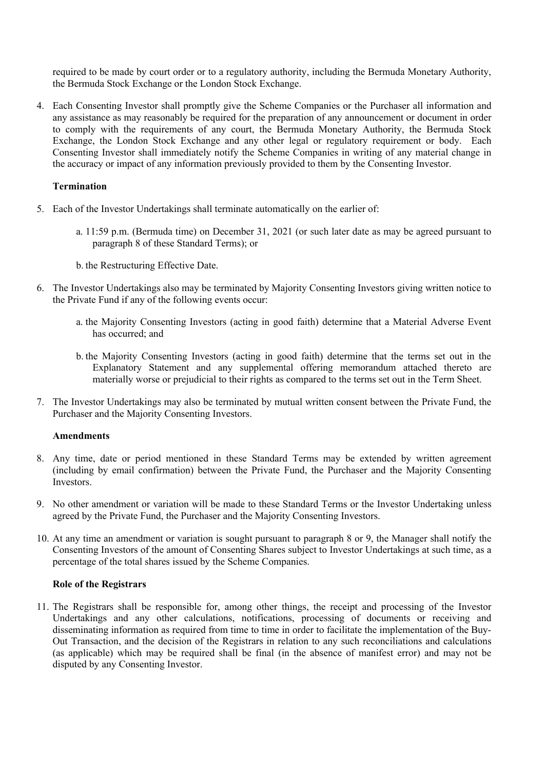required to be made by court order or to a regulatory authority, including the Bermuda Monetary Authority, the Bermuda Stock Exchange or the London Stock Exchange.

4. Each Consenting Investor shall promptly give the Scheme Companies or the Purchaser all information and any assistance as may reasonably be required for the preparation of any announcement or document in order to comply with the requirements of any court, the Bermuda Monetary Authority, the Bermuda Stock Exchange, the London Stock Exchange and any other legal or regulatory requirement or body. Each Consenting Investor shall immediately notify the Scheme Companies in writing of any material change in the accuracy or impact of any information previously provided to them by the Consenting Investor.

**Termination**

5. Each of the Investor Undertakings shall terminate automatically on the earlier of:

   a. 11:59 p.m. (Bermuda time) on December 31, 2021 (or such later date as may be agreed pursuant to paragraph 8 of these Standard Terms); or

   b. the Restructuring Effective Date.

6. The Investor Undertakings also may be terminated by Majority Consenting Investors giving written notice to the Private Fund if any of the following events occur:

   a. the Majority Consenting Investors (acting in good faith) determine that a Material Adverse Event has occurred; and

   b. the Majority Consenting Investors (acting in good faith) determine that the terms set out in the Explanatory Statement and any supplemental offering memorandum attached thereto are materially worse or prejudicial to their rights as compared to the terms set out in the Term Sheet.

7. The Investor Undertakings may also be terminated by mutual written consent between the Private Fund, the Purchaser and the Majority Consenting Investors.

**Amendments**

8. Any time, date or period mentioned in these Standard Terms may be extended by written agreement (including by email confirmation) between the Private Fund, the Purchaser and the Majority Consenting Investors.

9. No other amendment or variation will be made to these Standard Terms or the Investor Undertaking unless agreed by the Private Fund, the Purchaser and the Majority Consenting Investors.

10. At any time an amendment or variation is sought pursuant to paragraph 8 or 9, the Manager shall notify the Consenting Investors of the amount of Consenting Shares subject to Investor Undertakings at such time, as a percentage of the total shares issued by the Scheme Companies.

**Role of the Registrars**

11. The Registrars shall be responsible for, among other things, the receipt and processing of the Investor Undertakings and any other calculations, notifications, processing of documents or receiving and disseminating information as required from time to time in order to facilitate the implementation of the Buy-Out Transaction, and the decision of the Registrars in relation to any such reconciliations and calculations (as applicable) which may be required shall be final (in the absence of manifest error) and may not be disputed by any Consenting Investor.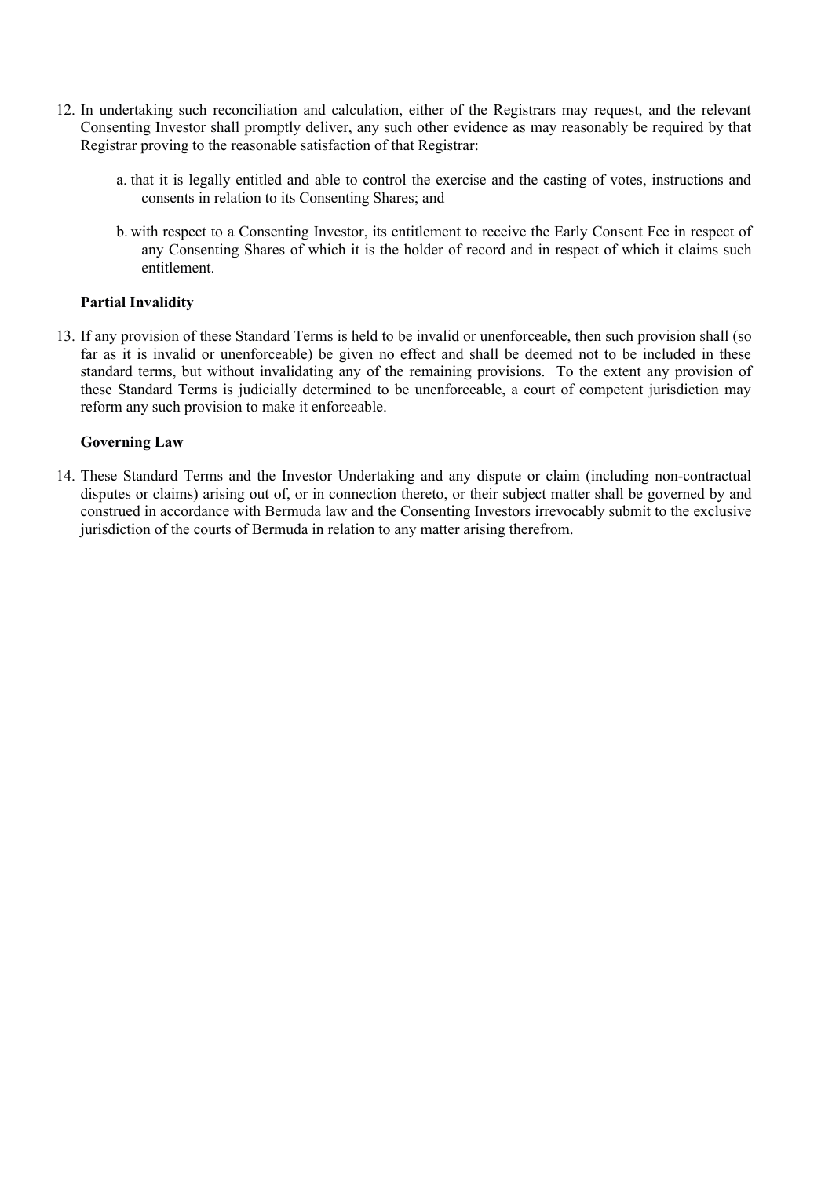12. In undertaking such reconciliation and calculation, either of the Registrars may request, and the relevant Consenting Investor shall promptly deliver, any such other evidence as may reasonably be required by that Registrar proving to the reasonable satisfaction of that Registrar:

    a. that it is legally entitled and able to control the exercise and the casting of votes, instructions and consents in relation to its Consenting Shares; and

    b. with respect to a Consenting Investor, its entitlement to receive the Early Consent Fee in respect of any Consenting Shares of which it is the holder of record and in respect of which it claims such entitlement.

**Partial Invalidity**

13. If any provision of these Standard Terms is held to be invalid or unenforceable, then such provision shall (so far as it is invalid or unenforceable) be given no effect and shall be deemed not to be included in these standard terms, but without invalidating any of the remaining provisions. To the extent any provision of these Standard Terms is judicially determined to be unenforceable, a court of competent jurisdiction may reform any such provision to make it enforceable.

**Governing Law**

14. These Standard Terms and the Investor Undertaking and any dispute or claim (including non-contractual disputes or claims) arising out of, or in connection thereto, or their subject matter shall be governed by and construed in accordance with Bermuda law and the Consenting Investors irrevocably submit to the exclusive jurisdiction of the courts of Bermuda in relation to any matter arising therefrom.